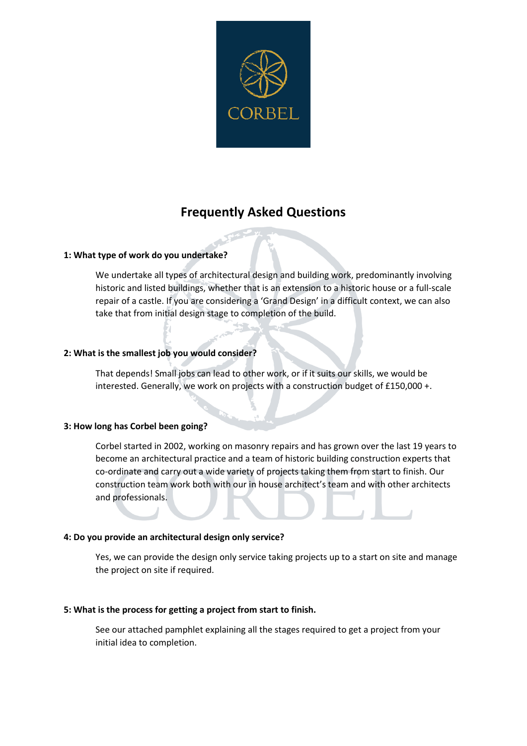# Frequently Asked Questions

**1: What type of work do you undertake?**

We undertake all types of architectural design and building work, predominantly involving historic and listed buildings, whether that is an extension to a historic house or a full-scale repair of a castle. If you are considering a 'Grand Design' in a difficult context, we can also take that from initial design stage to completion of the build.

**2: What is the smallest job you would consider?**

That depends! Small jobs can lead to other work, or if it suits our skills, we would be interested. Generally, we work on projects with a construction budget of £150,000 +.

**3: How long has Corbel been going?**

Corbel started in 2002, working on masonry repairs and has grown over the last 19 years to become an architectural practice and a team of historic building construction experts that co-ordinate and carry out a wide variety of projects taking them from start to finish. Our construction team work both with our in house architect's team and with other architects and professionals.

**4: Do you provide an architectural design only service?**

Yes, we can provide the design only service taking projects up to a start on site and manage the project on site if required.

**5: What is the process for getting a project from start to finish.**

See our attached pamphlet explaining all the stages required to get a project from your initial idea to completion.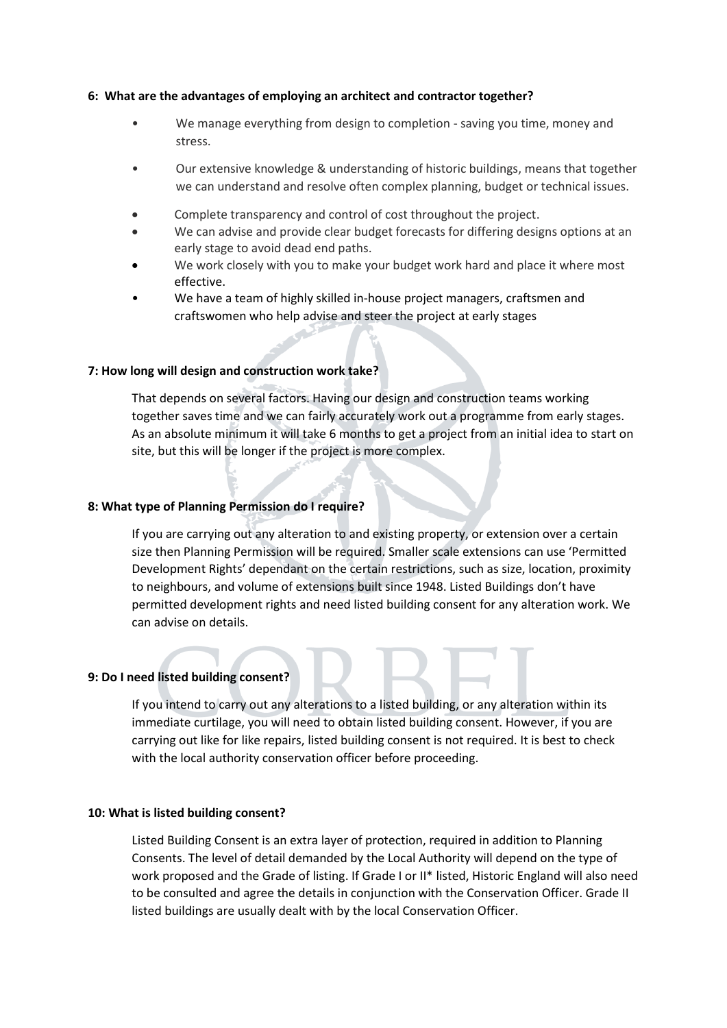**6: What are the advantages of employing an architect and contractor together?**

- We manage everything from design to completion - saving you time, money and stress.
- Our extensive knowledge & understanding of historic buildings, means that together we can understand and resolve often complex planning, budget or technical issues.
- Complete transparency and control of cost throughout the project.
- We can advise and provide clear budget forecasts for differing designs options at an early stage to avoid dead end paths.
- We work closely with you to make your budget work hard and place it where most effective.
- We have a team of highly skilled in-house project managers, craftsmen and craftswomen who help advise and steer the project at early stages

**7: How long will design and construction work take?**

That depends on several factors. Having our design and construction teams working together saves time and we can fairly accurately work out a programme from early stages. As an absolute minimum it will take 6 months to get a project from an initial idea to start on site, but this will be longer if the project is more complex.

**8: What type of Planning Permission do I require?**

If you are carrying out any alteration to and existing property, or extension over a certain size then Planning Permission will be required. Smaller scale extensions can use 'Permitted Development Rights' dependant on the certain restrictions, such as size, location, proximity to neighbours, and volume of extensions built since 1948. Listed Buildings don't have permitted development rights and need listed building consent for any alteration work. We can advise on details.

**9: Do I need listed building consent?**

If you intend to carry out any alterations to a listed building, or any alteration within its immediate curtilage, you will need to obtain listed building consent. However, if you are carrying out like for like repairs, listed building consent is not required. It is best to check with the local authority conservation officer before proceeding.

**10: What is listed building consent?**

Listed Building Consent is an extra layer of protection, required in addition to Planning Consents. The level of detail demanded by the Local Authority will depend on the type of work proposed and the Grade of listing. If Grade I or II* listed, Historic England will also need to be consulted and agree the details in conjunction with the Conservation Officer. Grade II listed buildings are usually dealt with by the local Conservation Officer.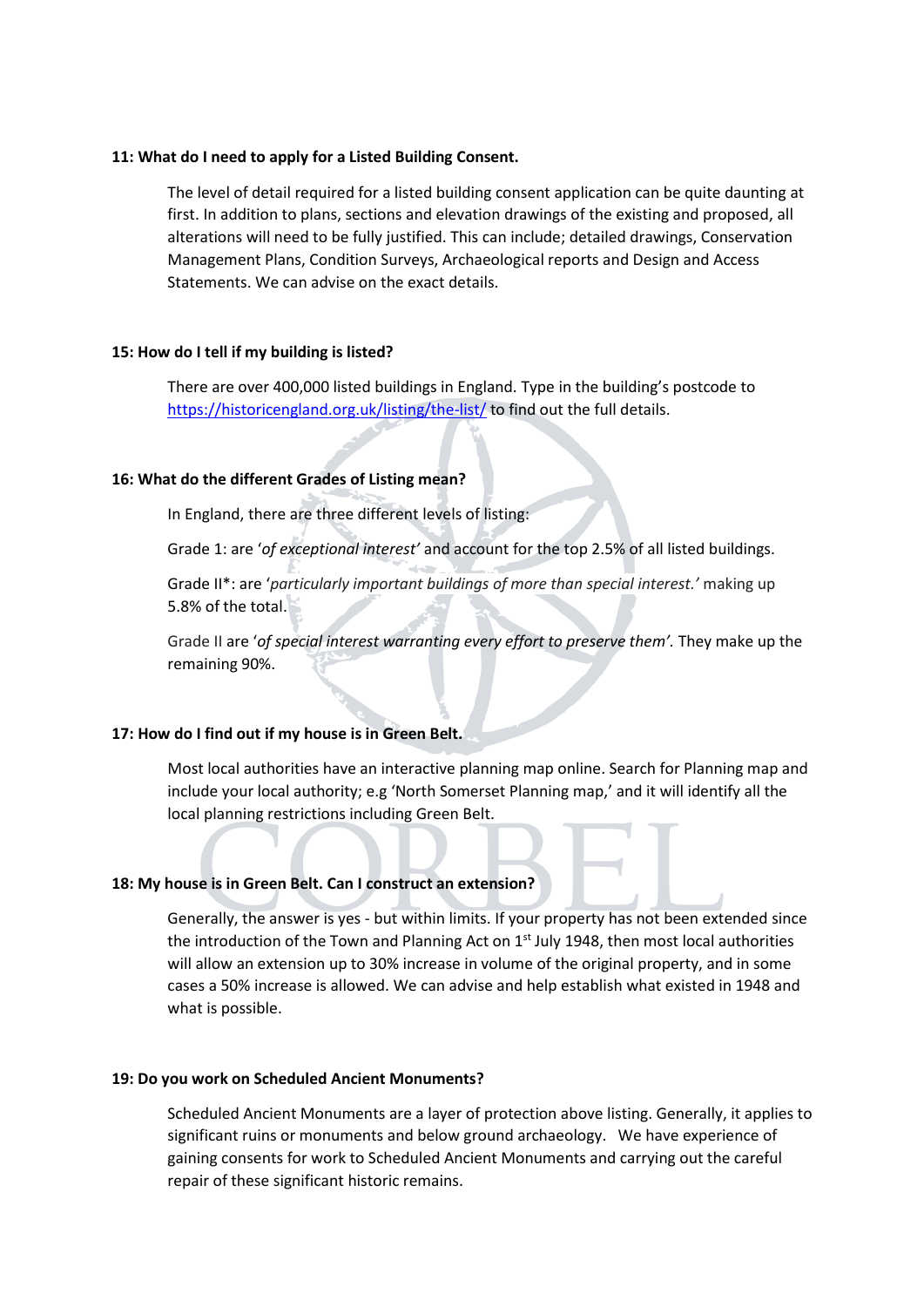**11: What do I need to apply for a Listed Building Consent.**

The level of detail required for a listed building consent application can be quite daunting at first. In addition to plans, sections and elevation drawings of the existing and proposed, all alterations will need to be fully justified. This can include; detailed drawings, Conservation Management Plans, Condition Surveys, Archaeological reports and Design and Access Statements. We can advise on the exact details.

**15: How do I tell if my building is listed?**

There are over 400,000 listed buildings in England. Type in the building's postcode to https://historicengland.org.uk/listing/the-list/ to find out the full details.

**16: What do the different Grades of Listing mean?**

In England, there are three different levels of listing:

Grade 1: are '*of exceptional interest*' and account for the top 2.5% of all listed buildings.

Grade II*: are '*particularly important buildings of more than special interest.*' making up 5.8% of the total.

Grade II are '*of special interest warranting every effort to preserve them*'. They make up the remaining 90%.

**17: How do I find out if my house is in Green Belt.**

Most local authorities have an interactive planning map online. Search for Planning map and include your local authority; e.g 'North Somerset Planning map,' and it will identify all the local planning restrictions including Green Belt.

**18: My house is in Green Belt. Can I construct an extension?**

Generally, the answer is yes - but within limits. If your property has not been extended since the introduction of the Town and Planning Act on 1st July 1948, then most local authorities will allow an extension up to 30% increase in volume of the original property, and in some cases a 50% increase is allowed. We can advise and help establish what existed in 1948 and what is possible.

**19: Do you work on Scheduled Ancient Monuments?**

Scheduled Ancient Monuments are a layer of protection above listing. Generally, it applies to significant ruins or monuments and below ground archaeology. We have experience of gaining consents for work to Scheduled Ancient Monuments and carrying out the careful repair of these significant historic remains.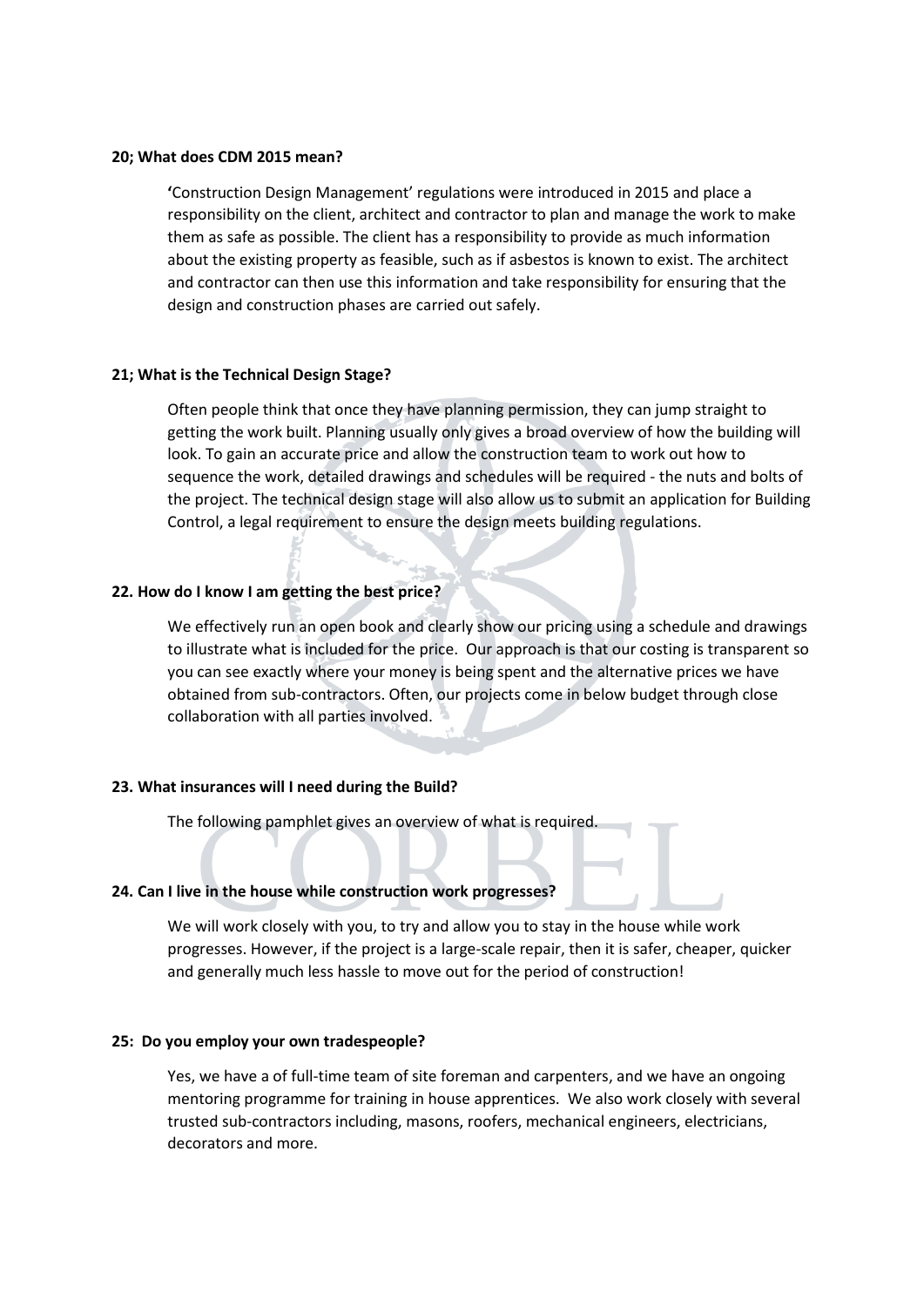**20; What does CDM 2015 mean?**

**'**Construction Design Management' regulations were introduced in 2015 and place a responsibility on the client, architect and contractor to plan and manage the work to make them as safe as possible. The client has a responsibility to provide as much information about the existing property as feasible, such as if asbestos is known to exist. The architect and contractor can then use this information and take responsibility for ensuring that the design and construction phases are carried out safely.

**21; What is the Technical Design Stage?**

Often people think that once they have planning permission, they can jump straight to getting the work built. Planning usually only gives a broad overview of how the building will look. To gain an accurate price and allow the construction team to work out how to sequence the work, detailed drawings and schedules will be required - the nuts and bolts of the project. The technical design stage will also allow us to submit an application for Building Control, a legal requirement to ensure the design meets building regulations.

**22. How do I know I am getting the best price?**

We effectively run an open book and clearly show our pricing using a schedule and drawings to illustrate what is included for the price. Our approach is that our costing is transparent so you can see exactly where your money is being spent and the alternative prices we have obtained from sub-contractors. Often, our projects come in below budget through close collaboration with all parties involved.

**23. What insurances will I need during the Build?**

The following pamphlet gives an overview of what is required.

**24. Can I live in the house while construction work progresses?**

We will work closely with you, to try and allow you to stay in the house while work progresses. However, if the project is a large-scale repair, then it is safer, cheaper, quicker and generally much less hassle to move out for the period of construction!

**25: Do you employ your own tradespeople?**

Yes, we have a of full-time team of site foreman and carpenters, and we have an ongoing mentoring programme for training in house apprentices. We also work closely with several trusted sub-contractors including, masons, roofers, mechanical engineers, electricians, decorators and more.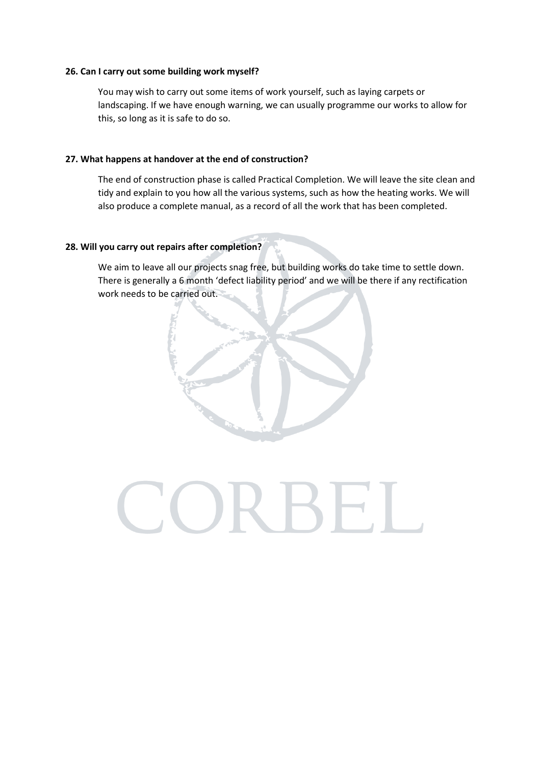**26. Can I carry out some building work myself?**

You may wish to carry out some items of work yourself, such as laying carpets or landscaping. If we have enough warning, we can usually programme our works to allow for this, so long as it is safe to do so.

**27. What happens at handover at the end of construction?**

The end of construction phase is called Practical Completion. We will leave the site clean and tidy and explain to you how all the various systems, such as how the heating works. We will also produce a complete manual, as a record of all the work that has been completed.

**28. Will you carry out repairs after completion?**

We aim to leave all our projects snag free, but building works do take time to settle down. There is generally a 6 month 'defect liability period' and we will be there if any rectification work needs to be carried out.